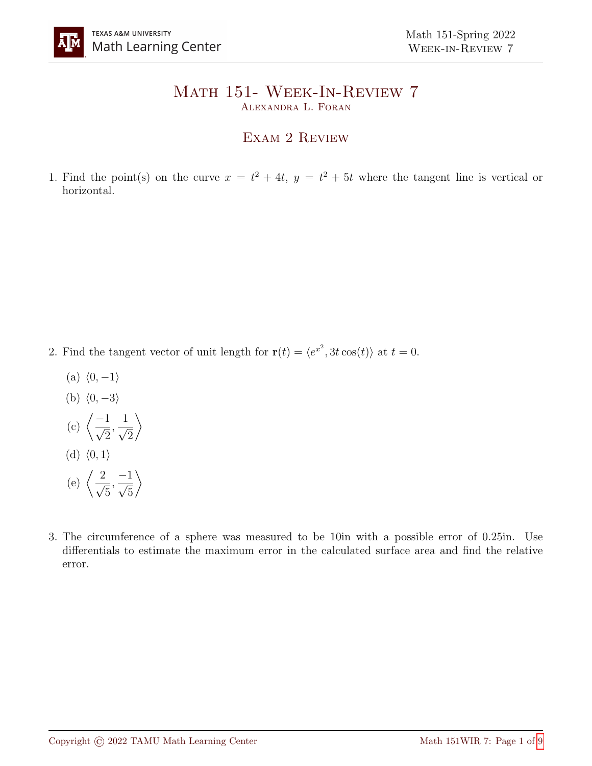# Math 151- Week-In-Review 7

Alexandra L. Foran

## Exam 2 Review

1. Find the point(s) on the curve $x = t^2 + 4t$, $y = t^2 + 5t$ where the tangent line is vertical or horizontal.

2. Find the tangent vector of unit length for $\mathbf{r}(t) = \langle e^{x^2}, 3t\cos(t)\rangle$ at $t = 0$.

   (a) $\langle 0, -1\rangle$

   (b) $\langle 0, -3\rangle$

   (c) $\left\langle \dfrac{-1}{\sqrt{2}}, \dfrac{1}{\sqrt{2}} \right\rangle$

   (d) $\langle 0, 1\rangle$

   (e) $\left\langle \dfrac{2}{\sqrt{5}}, \dfrac{-1}{\sqrt{5}} \right\rangle$

3. The circumference of a sphere was measured to be 10in with a possible error of 0.25in. Use differentials to estimate the maximum error in the calculated surface area and find the relative error.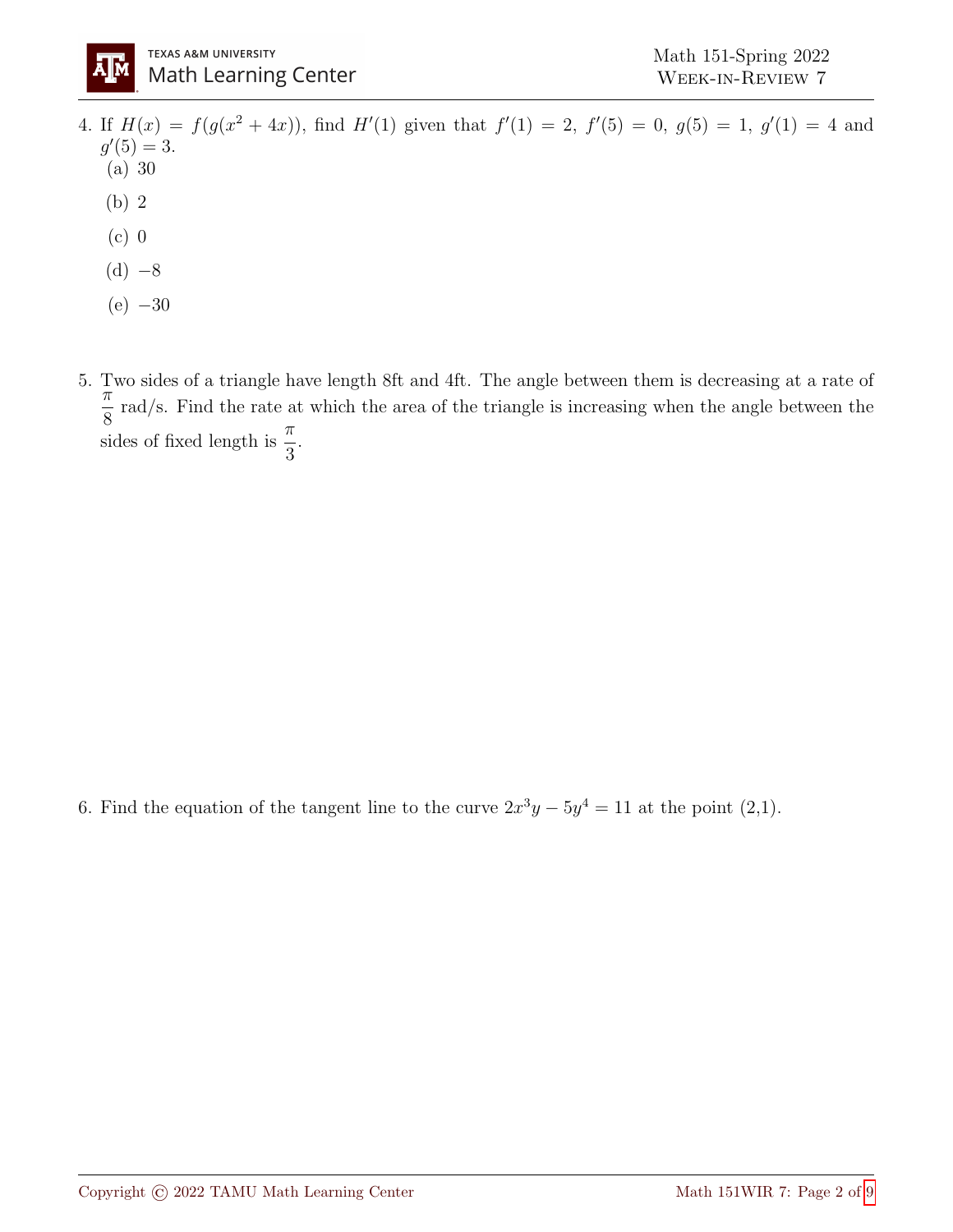4. If $H(x) = f(g(x^2 + 4x))$, find $H'(1)$ given that $f'(1) = 2$, $f'(5) = 0$, $g(5) = 1$, $g'(1) = 4$ and $g'(5) = 3$.
   (a) 30
   (b) 2
   (c) 0
   (d) $-8$
   (e) $-30$

5. Two sides of a triangle have length 8ft and 4ft. The angle between them is decreasing at a rate of $\frac{\pi}{8}$ rad/s. Find the rate at which the area of the triangle is increasing when the angle between the sides of fixed length is $\frac{\pi}{3}$.

6. Find the equation of the tangent line to the curve $2x^3y - 5y^4 = 11$ at the point (2,1).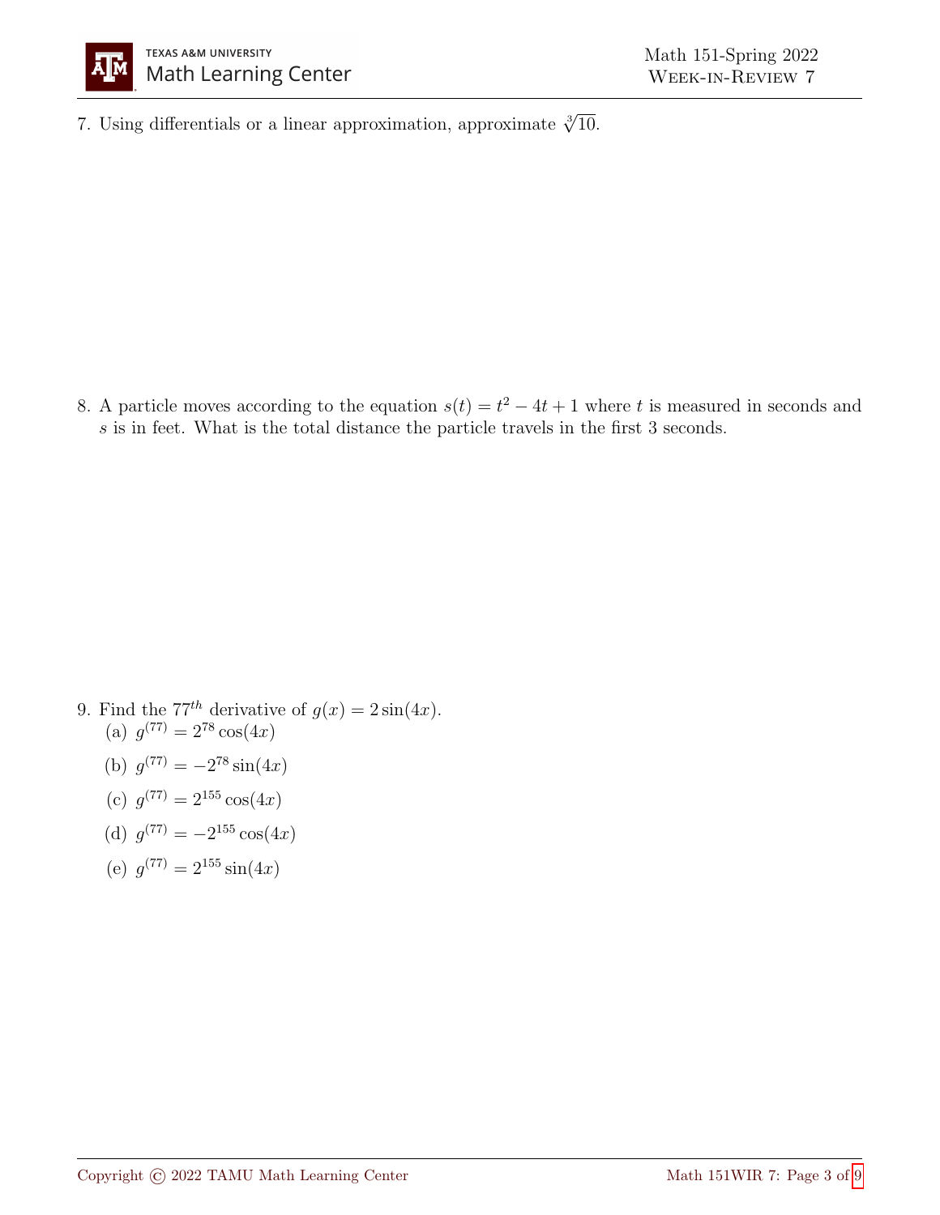7. Using differentials or a linear approximation, approximate $\sqrt[3]{10}$.

8. A particle moves according to the equation $s(t) = t^2 - 4t + 1$ where $t$ is measured in seconds and $s$ is in feet. What is the total distance the particle travels in the first 3 seconds.

9. Find the $77^{th}$ derivative of $g(x) = 2\sin(4x)$.
   (a) $g^{(77)} = 2^{78}\cos(4x)$
   (b) $g^{(77)} = -2^{78}\sin(4x)$
   (c) $g^{(77)} = 2^{155}\cos(4x)$
   (d) $g^{(77)} = -2^{155}\cos(4x)$
   (e) $g^{(77)} = 2^{155}\sin(4x)$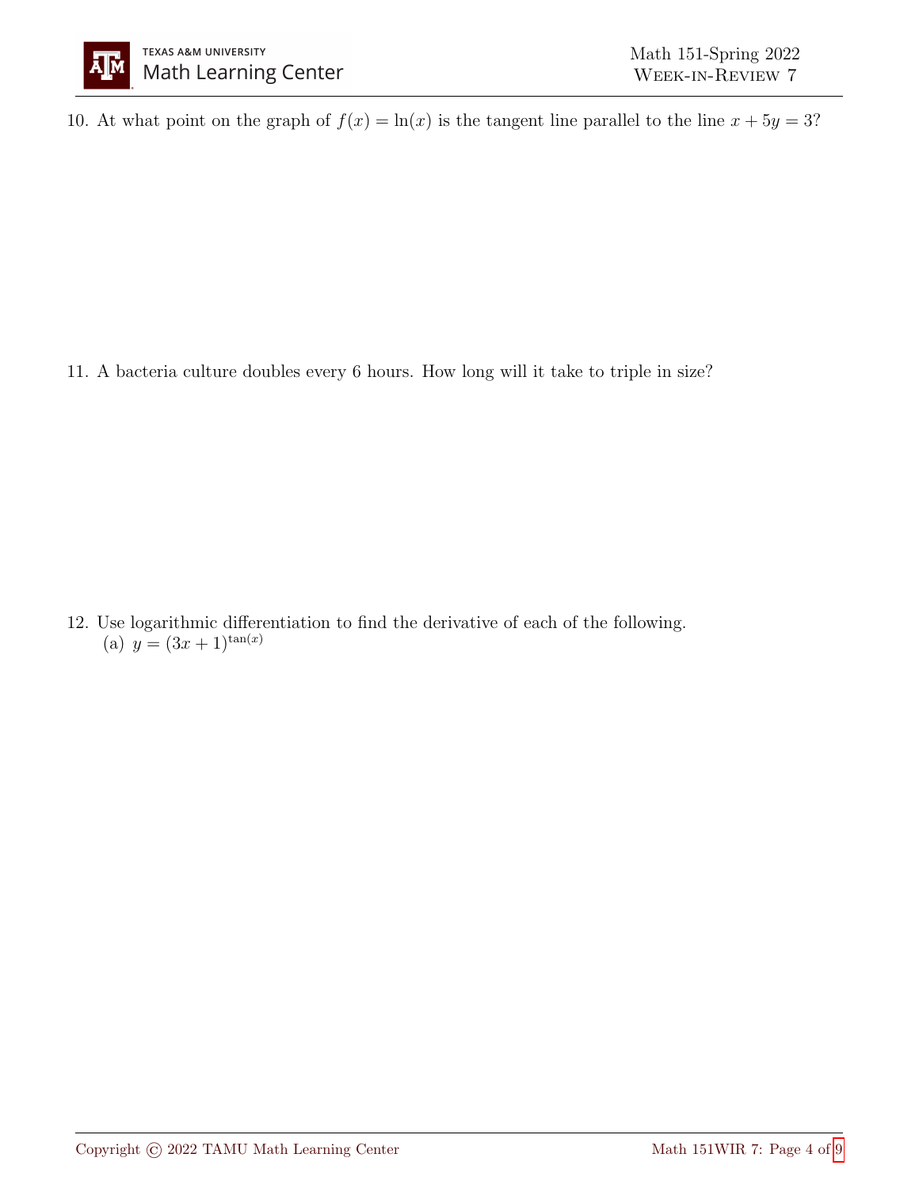10. At what point on the graph of $f(x) = \ln(x)$ is the tangent line parallel to the line $x + 5y = 3$?

11. A bacteria culture doubles every 6 hours. How long will it take to triple in size?

12. Use logarithmic differentiation to find the derivative of each of the following.

    (a) $y = (3x + 1)^{\tan(x)}$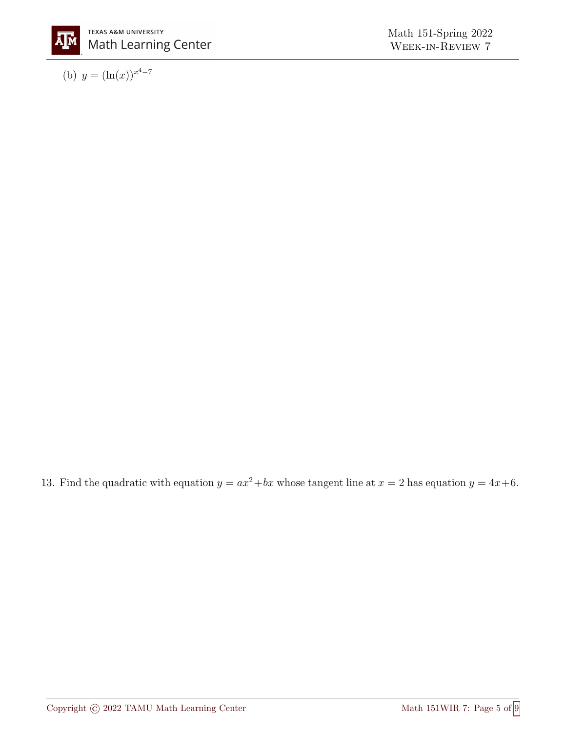(b) $y = (\ln(x))^{x^4-7}$

13. Find the quadratic with equation $y = ax^2 + bx$ whose tangent line at $x = 2$ has equation $y = 4x + 6$.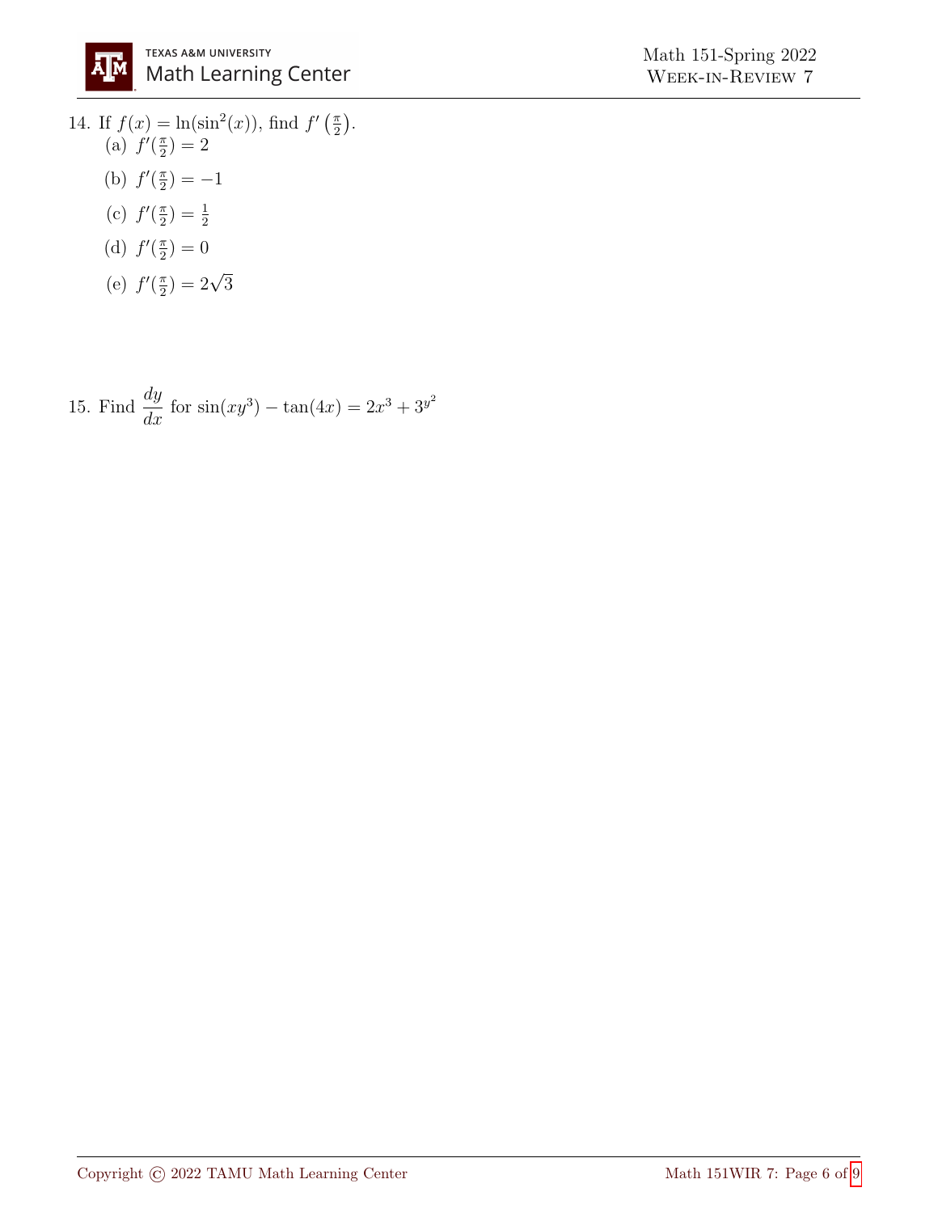14. If $f(x) = \ln(\sin^2(x))$, find $f'\left(\frac{\pi}{2}\right)$.

   (a) $f'(\frac{\pi}{2}) = 2$

   (b) $f'(\frac{\pi}{2}) = -1$

   (c) $f'(\frac{\pi}{2}) = \frac{1}{2}$

   (d) $f'(\frac{\pi}{2}) = 0$

   (e) $f'(\frac{\pi}{2}) = 2\sqrt{3}$

15. Find $\dfrac{dy}{dx}$ for $\sin(xy^3) - \tan(4x) = 2x^3 + 3^{y^2}$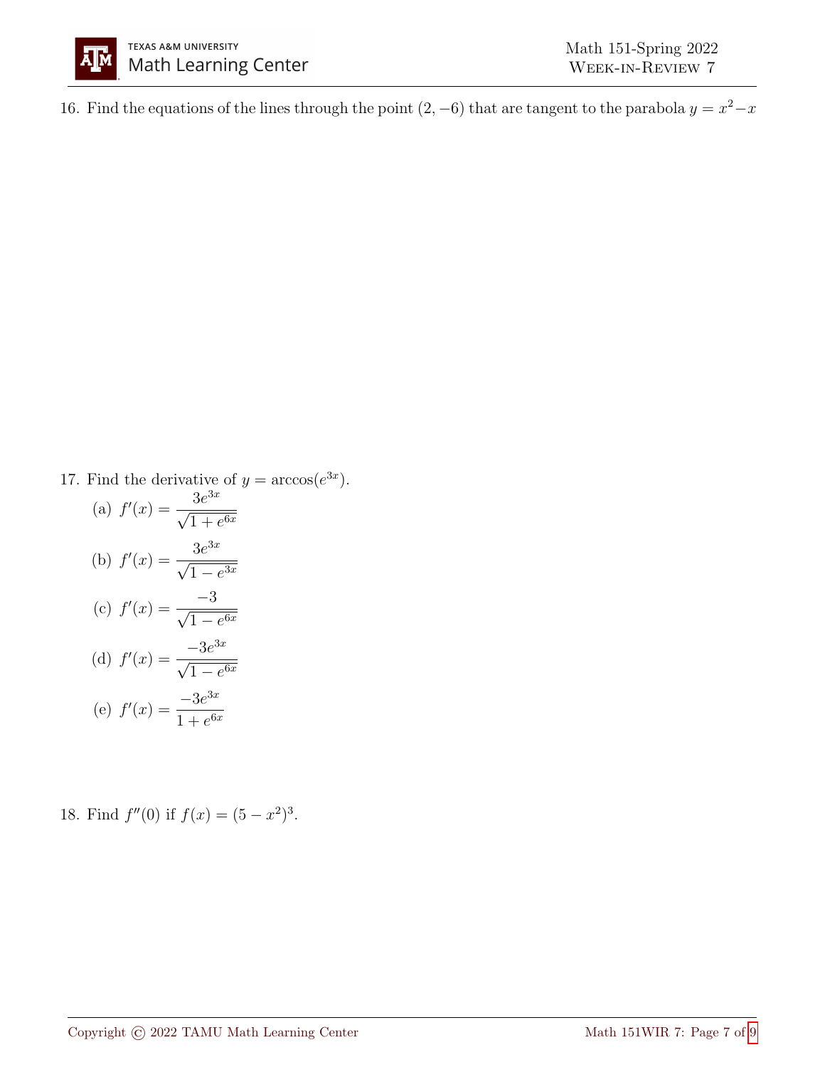16. Find the equations of the lines through the point $(2, -6)$ that are tangent to the parabola $y = x^2 - x$

17. Find the derivative of $y = \arccos(e^{3x})$.

    (a) $f'(x) = \dfrac{3e^{3x}}{\sqrt{1 + e^{6x}}}$

    (b) $f'(x) = \dfrac{3e^{3x}}{\sqrt{1 - e^{3x}}}$

    (c) $f'(x) = \dfrac{-3}{\sqrt{1 - e^{6x}}}$

    (d) $f'(x) = \dfrac{-3e^{3x}}{\sqrt{1 - e^{6x}}}$

    (e) $f'(x) = \dfrac{-3e^{3x}}{1 + e^{6x}}$

18. Find $f''(0)$ if $f(x) = (5 - x^2)^3$.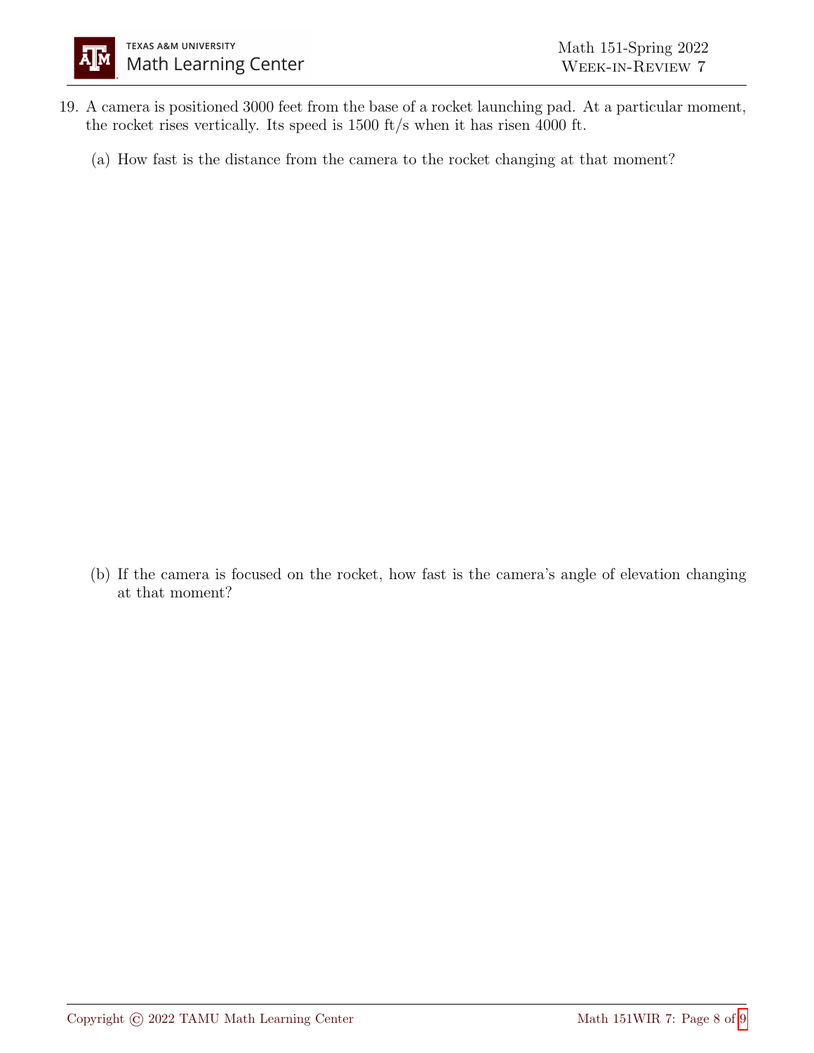19. A camera is positioned 3000 feet from the base of a rocket launching pad. At a particular moment, the rocket rises vertically. Its speed is 1500 ft/s when it has risen 4000 ft.

    (a) How fast is the distance from the camera to the rocket changing at that moment?

    (b) If the camera is focused on the rocket, how fast is the camera's angle of elevation changing at that moment?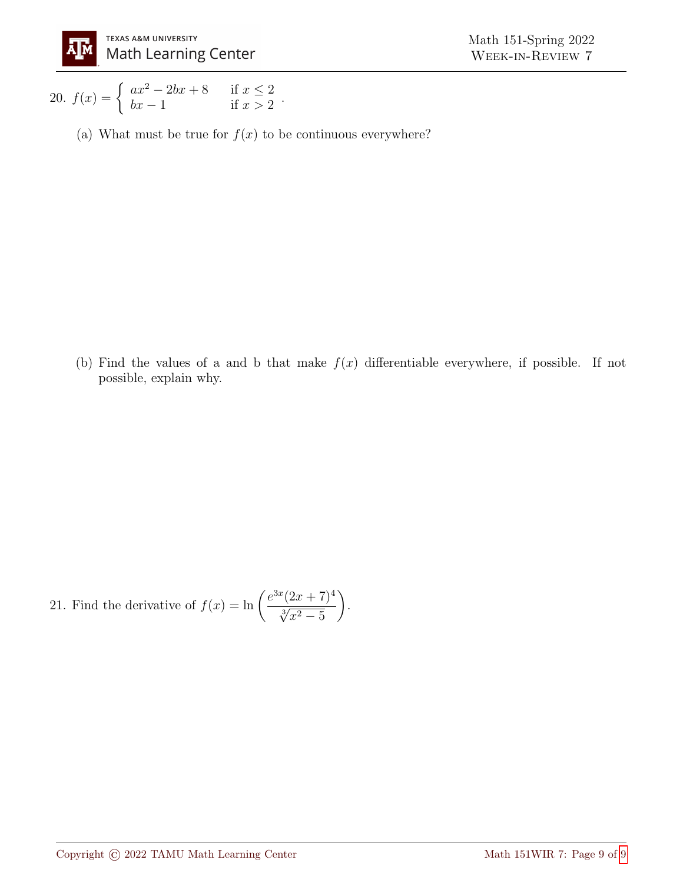20. $f(x) = \begin{cases} ax^2 - 2bx + 8 & \text{if } x \leq 2 \\ bx - 1 & \text{if } x > 2 \end{cases}$.

(a) What must be true for $f(x)$ to be continuous everywhere?

(b) Find the values of a and b that make $f(x)$ differentiable everywhere, if possible. If not possible, explain why.

21. Find the derivative of $f(x) = \ln\left(\dfrac{e^{3x}(2x+7)^4}{\sqrt[3]{x^2-5}}\right)$.